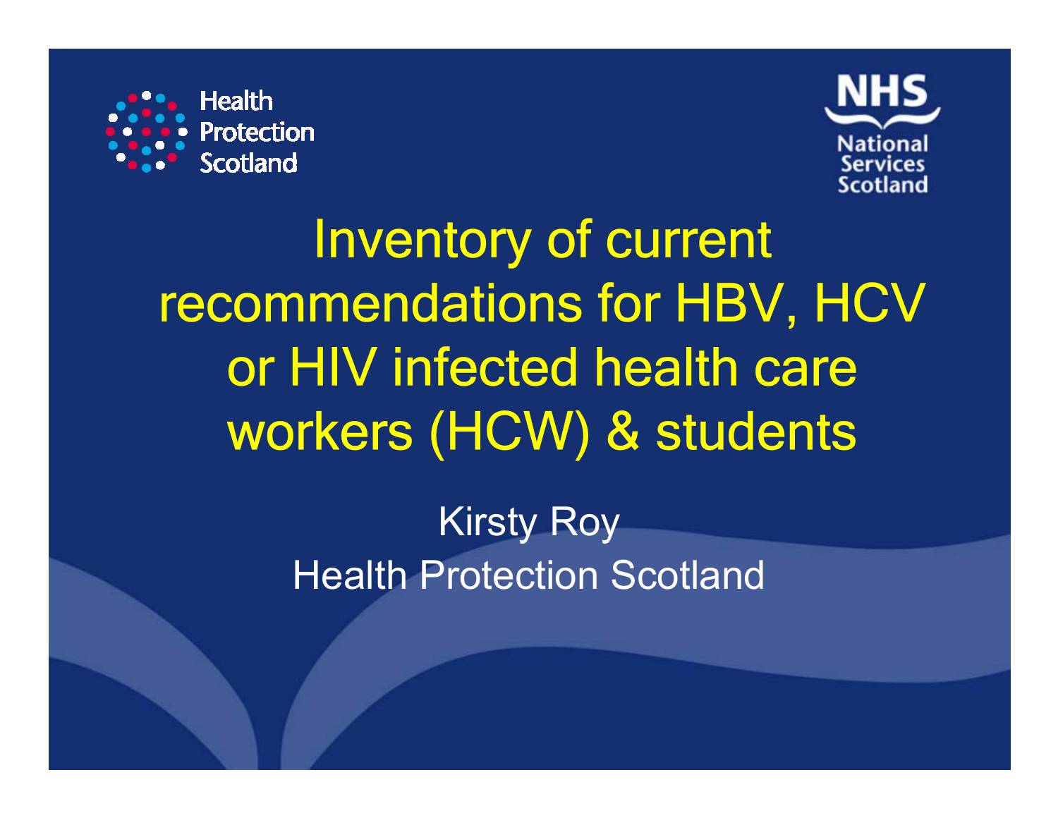Health Protection Scotland

NHS National Services Scotland

# Inventory of current recommendations for HBV, HCV or HIV infected health care workers (HCW) & students

Kirsty Roy

Health Protection Scotland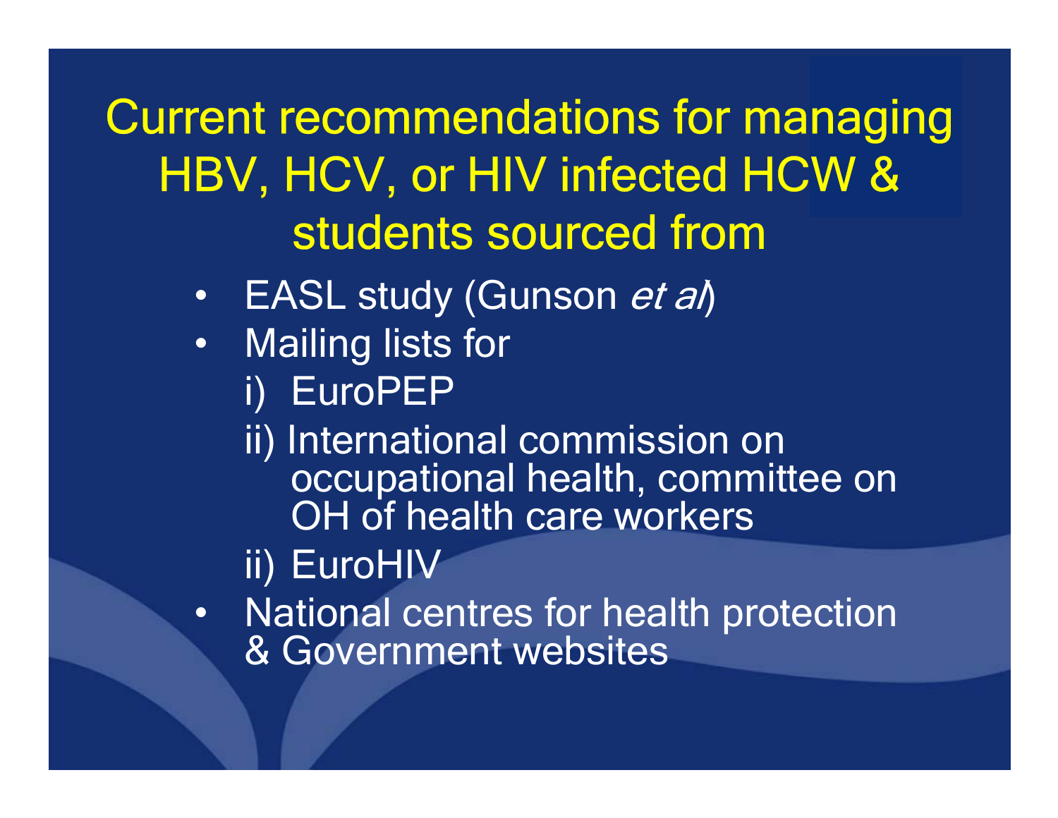# Current recommendations for managing HBV, HCV, or HIV infected HCW & students sourced from

- EASL study (Gunson *et al*)
- Mailing lists for
  - i) EuroPEP
  - ii) International commission on occupational health, committee on OH of health care workers
  - ii) EuroHIV
- National centres for health protection & Government websites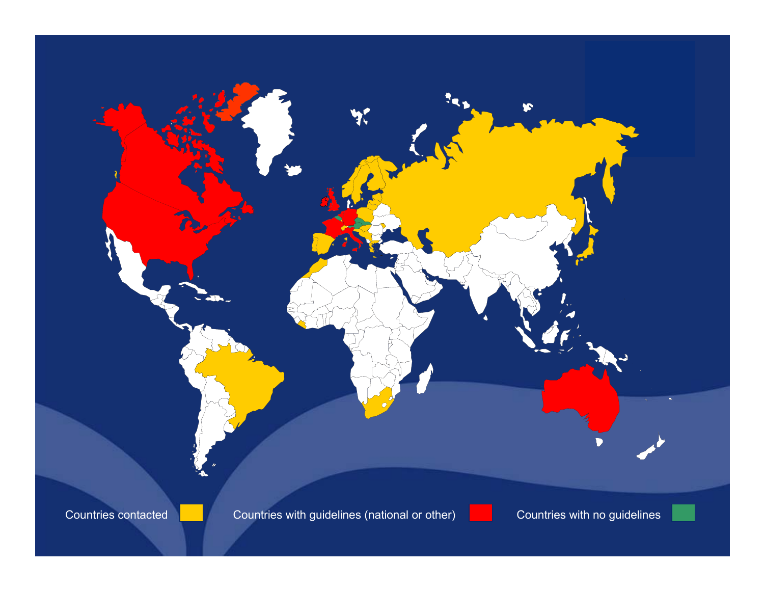Countries contacted

Countries with guidelines (national or other)

Countries with no guidelines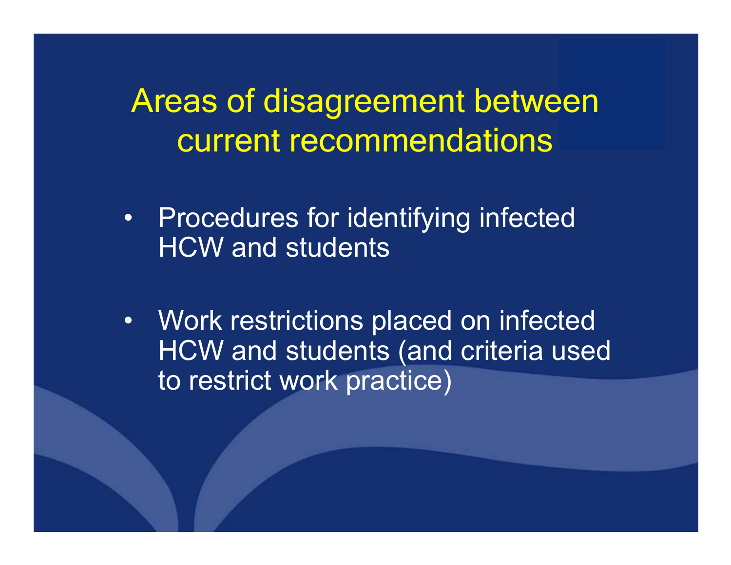# Areas of disagreement between current recommendations

- Procedures for identifying infected HCW and students
- Work restrictions placed on infected HCW and students (and criteria used to restrict work practice)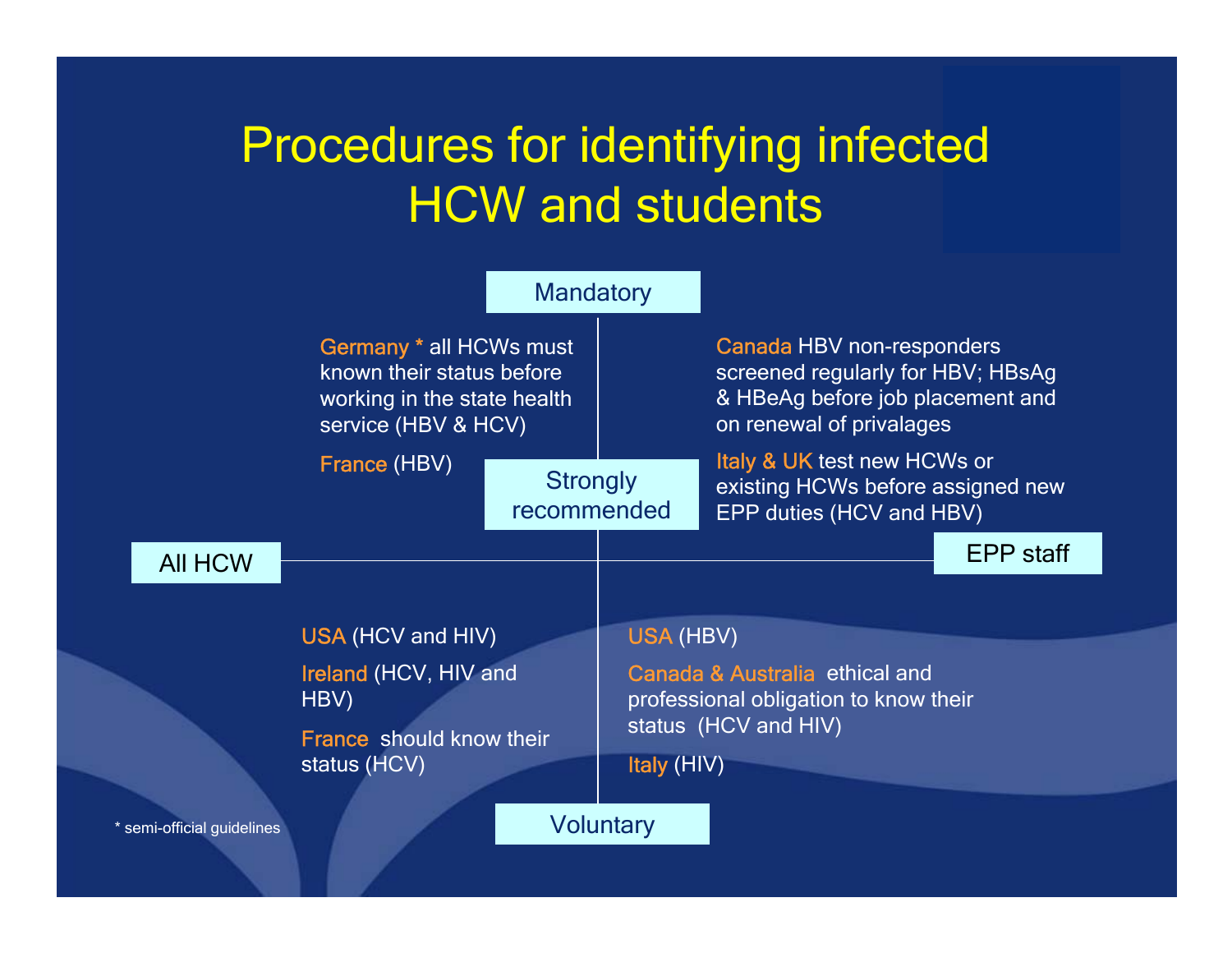# Procedures for identifying infected HCW and students

Mandatory

**All HCW – Mandatory / Strongly recommended**

- Germany * all HCWs must known their status before working in the state health service (HBV & HCV)
- France (HBV)

**EPP staff – Mandatory / Strongly recommended**

- Canada HBV non-responders screened regularly for HBV; HBsAg & HBeAg before job placement and on renewal of privalages
- Italy & UK test new HCWs or existing HCWs before assigned new EPP duties (HCV and HBV)

Strongly recommended

All HCW — EPP staff

**All HCW – Voluntary**

- USA (HCV and HIV)
- Ireland (HCV, HIV and HBV)
- France should know their status (HCV)

**EPP staff – Voluntary**

- USA (HBV)
- Canada & Australia ethical and professional obligation to know their status (HCV and HIV)
- Italy (HIV)

Voluntary

\* semi-official guidelines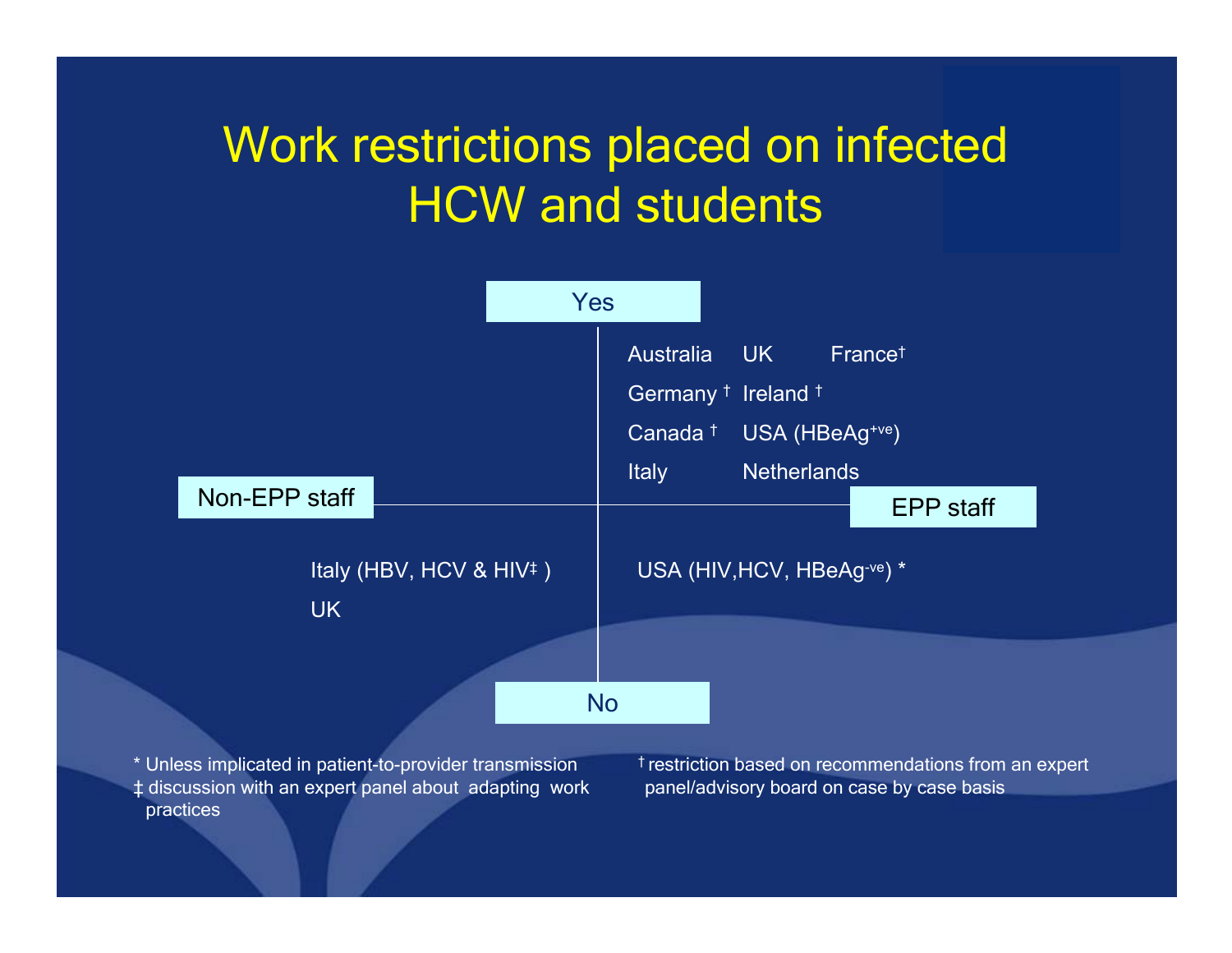# Work restrictions placed on infected HCW and students

Yes

Australia UK France†

Germany † Ireland †

Canada † USA (HBeAg$^{+ve}$)

Italy Netherlands

Non-EPP staff

EPP staff

Italy (HBV, HCV & HIV‡ )

UK

USA (HIV,HCV, HBeAg$^{-ve}$) *

No

* Unless implicated in patient-to-provider transmission

‡ discussion with an expert panel about adapting work practices

† restriction based on recommendations from an expert panel/advisory board on case by case basis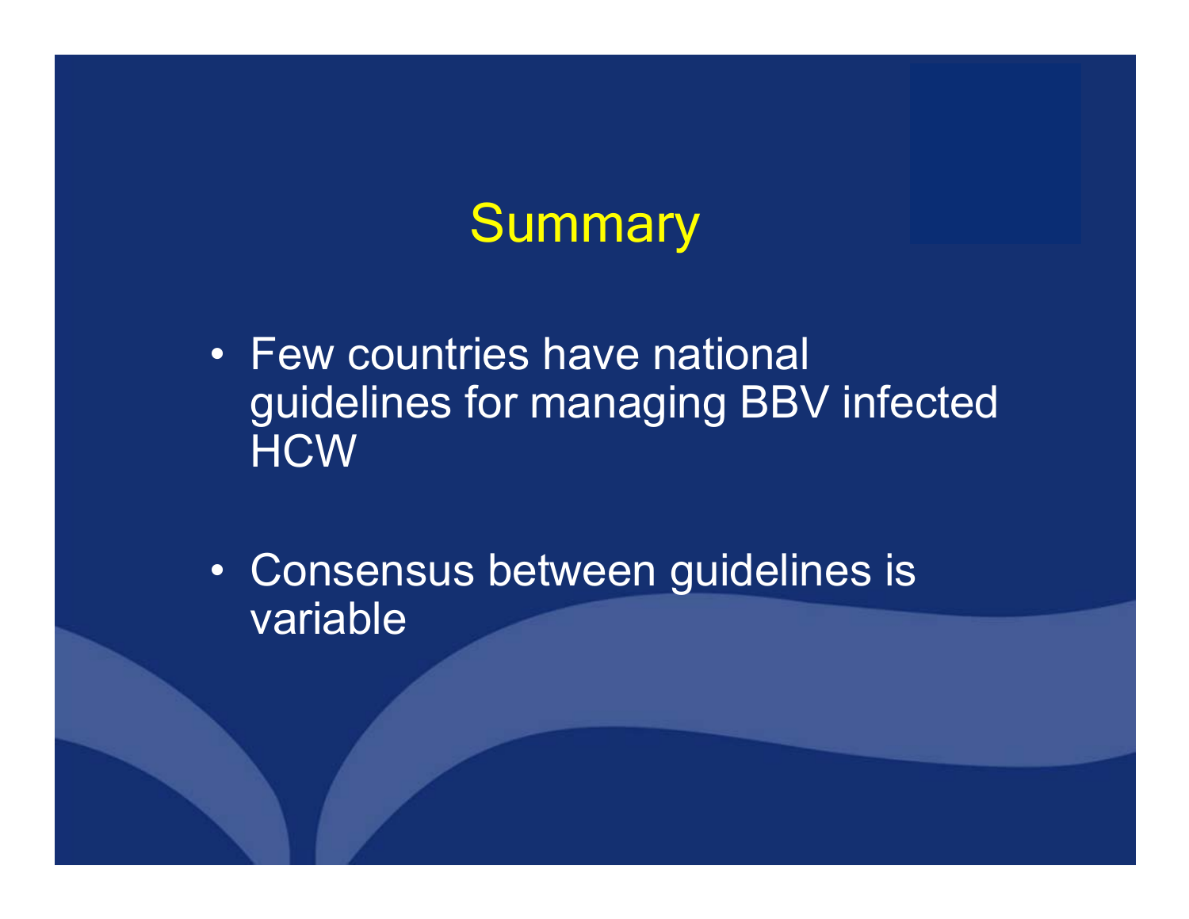# Summary

- Few countries have national guidelines for managing BBV infected HCW
- Consensus between guidelines is variable